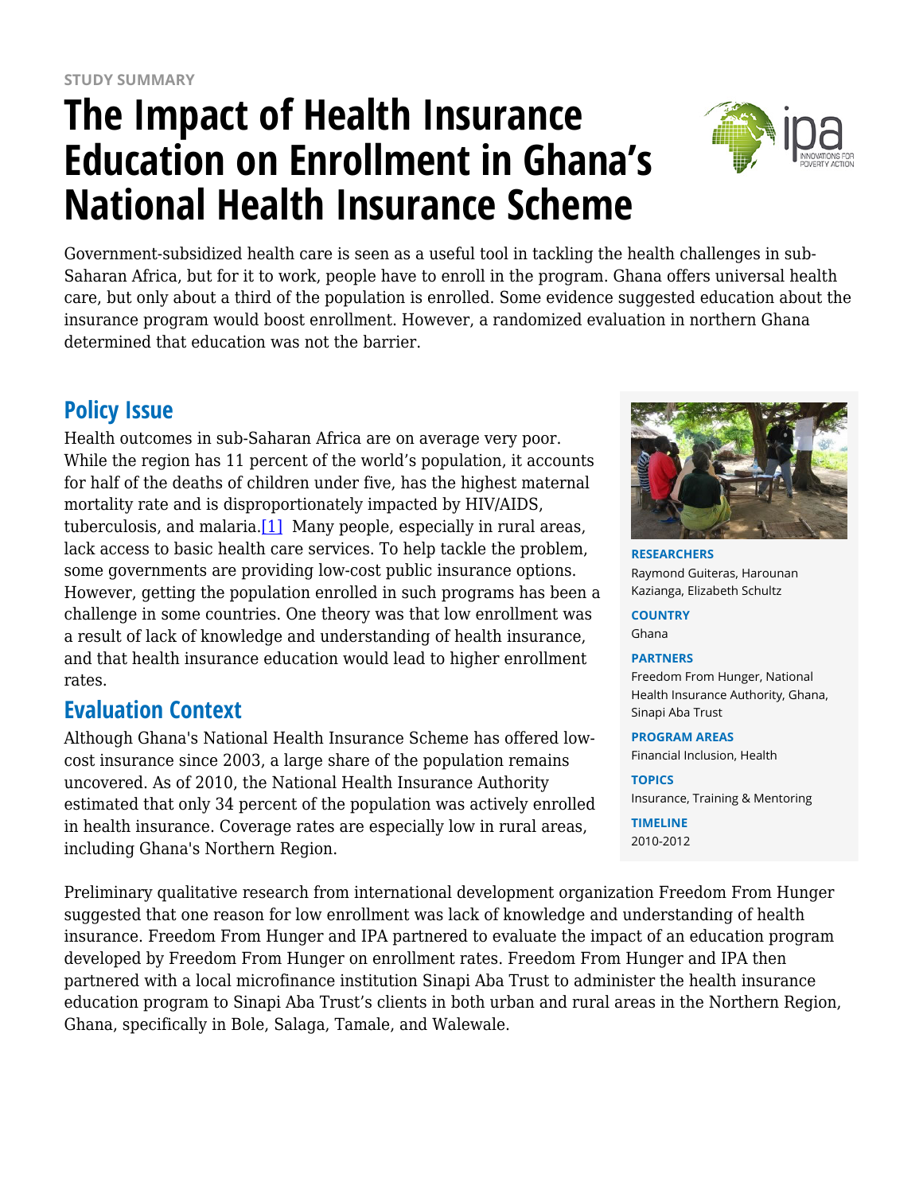STUDY SUMMARY

# The Impact of Health Insurance Education on Enrollment in Ghana's National Health Insurance Scheme

Government-subsidized health care is seen as a useful tool in tackling the health challenges in sub-Saharan Africa, but for it to work, people have to enroll in the program. Ghana offers universal health care, but only about a third of the population is enrolled. Some evidence suggested education about the insurance program would boost enrollment. However, a randomized evaluation in northern Ghana determined that education was not the barrier.

## Policy Issue

Health outcomes in sub-Saharan Africa are on average very poor. While the region has 11 percent of the world's population, it accounts for half of the deaths of children under five, has the highest maternal mortality rate and is disproportionately impacted by HIV/AIDS, tuberculosis, and malaria.[1] Many people, especially in rural areas, lack access to basic health care services. To help tackle the problem, some governments are providing low-cost public insurance options. However, getting the population enrolled in such programs has been a challenge in some countries. One theory was that low enrollment was a result of lack of knowledge and understanding of health insurance, and that health insurance education would lead to higher enrollment rates.

## Evaluation Context

Although Ghana's National Health Insurance Scheme has offered low-cost insurance since 2003, a large share of the population remains uncovered. As of 2010, the National Health Insurance Authority estimated that only 34 percent of the population was actively enrolled in health insurance. Coverage rates are especially low in rural areas, including Ghana's Northern Region.

**RESEARCHERS**
Raymond Guiteras, Harounan Kazianga, Elizabeth Schultz

**COUNTRY**
Ghana

**PARTNERS**
Freedom From Hunger, National Health Insurance Authority, Ghana, Sinapi Aba Trust

**PROGRAM AREAS**
Financial Inclusion, Health

**TOPICS**
Insurance, Training & Mentoring

**TIMELINE**
2010-2012

Preliminary qualitative research from international development organization Freedom From Hunger suggested that one reason for low enrollment was lack of knowledge and understanding of health insurance. Freedom From Hunger and IPA partnered to evaluate the impact of an education program developed by Freedom From Hunger on enrollment rates. Freedom From Hunger and IPA then partnered with a local microfinance institution Sinapi Aba Trust to administer the health insurance education program to Sinapi Aba Trust's clients in both urban and rural areas in the Northern Region, Ghana, specifically in Bole, Salaga, Tamale, and Walewale.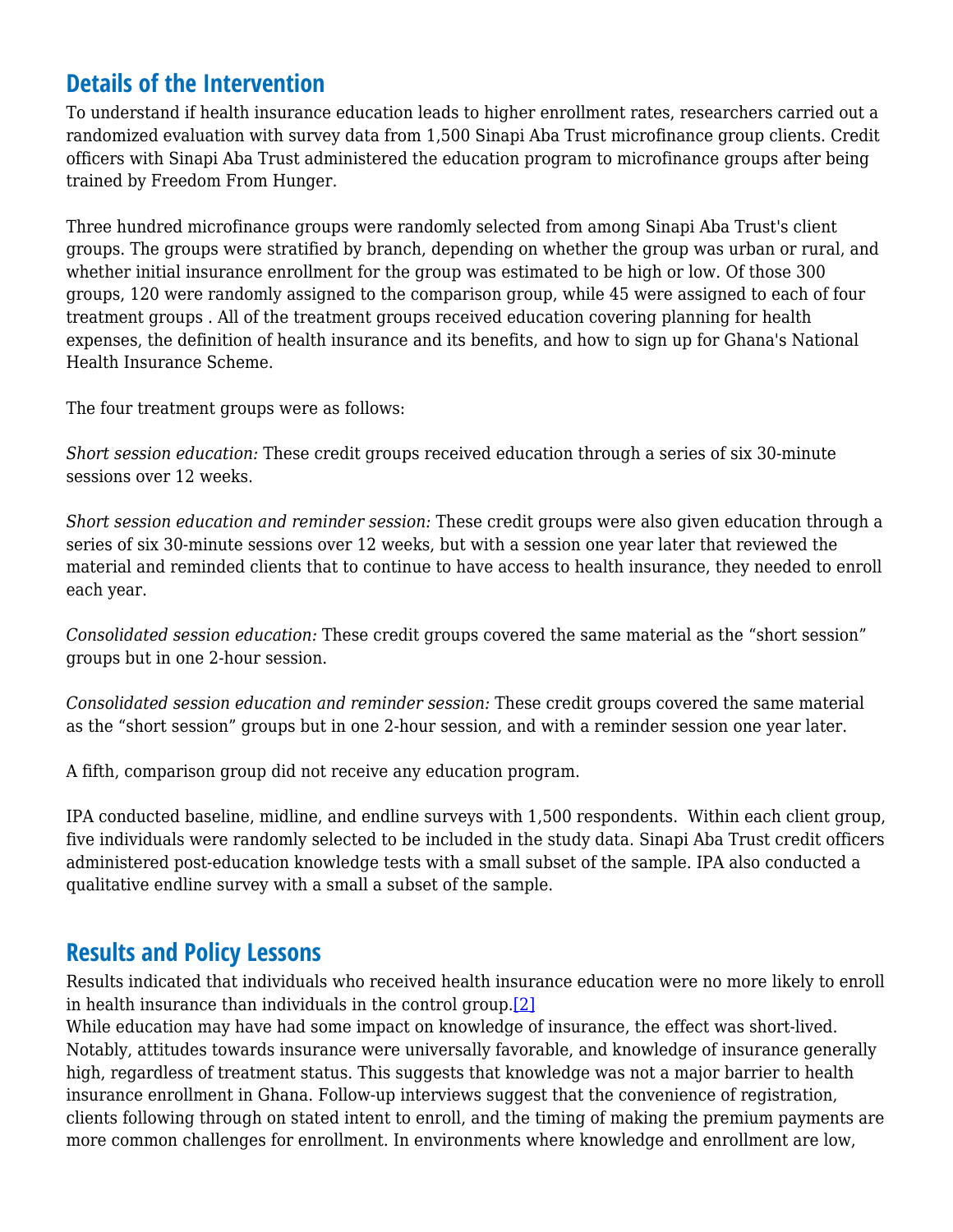## Details of the Intervention

To understand if health insurance education leads to higher enrollment rates, researchers carried out a randomized evaluation with survey data from 1,500 Sinapi Aba Trust microfinance group clients. Credit officers with Sinapi Aba Trust administered the education program to microfinance groups after being trained by Freedom From Hunger.

Three hundred microfinance groups were randomly selected from among Sinapi Aba Trust's client groups. The groups were stratified by branch, depending on whether the group was urban or rural, and whether initial insurance enrollment for the group was estimated to be high or low. Of those 300 groups, 120 were randomly assigned to the comparison group, while 45 were assigned to each of four treatment groups . All of the treatment groups received education covering planning for health expenses, the definition of health insurance and its benefits, and how to sign up for Ghana's National Health Insurance Scheme.

The four treatment groups were as follows:

*Short session education:* These credit groups received education through a series of six 30-minute sessions over 12 weeks.

*Short session education and reminder session:* These credit groups were also given education through a series of six 30-minute sessions over 12 weeks, but with a session one year later that reviewed the material and reminded clients that to continue to have access to health insurance, they needed to enroll each year.

*Consolidated session education:* These credit groups covered the same material as the “short session” groups but in one 2-hour session.

*Consolidated session education and reminder session:* These credit groups covered the same material as the “short session” groups but in one 2-hour session, and with a reminder session one year later.

A fifth, comparison group did not receive any education program.

IPA conducted baseline, midline, and endline surveys with 1,500 respondents. Within each client group, five individuals were randomly selected to be included in the study data. Sinapi Aba Trust credit officers administered post-education knowledge tests with a small subset of the sample. IPA also conducted a qualitative endline survey with a small a subset of the sample.

## Results and Policy Lessons

Results indicated that individuals who received health insurance education were no more likely to enroll in health insurance than individuals in the control group.[2]
While education may have had some impact on knowledge of insurance, the effect was short-lived. Notably, attitudes towards insurance were universally favorable, and knowledge of insurance generally high, regardless of treatment status. This suggests that knowledge was not a major barrier to health insurance enrollment in Ghana. Follow-up interviews suggest that the convenience of registration, clients following through on stated intent to enroll, and the timing of making the premium payments are more common challenges for enrollment. In environments where knowledge and enrollment are low,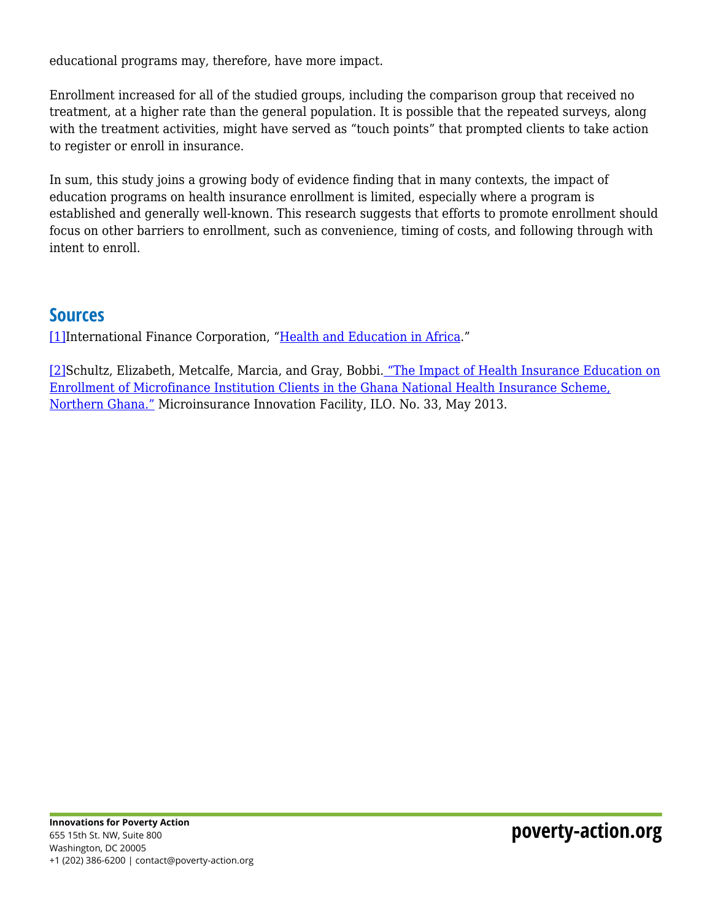educational programs may, therefore, have more impact.

Enrollment increased for all of the studied groups, including the comparison group that received no treatment, at a higher rate than the general population. It is possible that the repeated surveys, along with the treatment activities, might have served as "touch points" that prompted clients to take action to register or enroll in insurance.

In sum, this study joins a growing body of evidence finding that in many contexts, the impact of education programs on health insurance enrollment is limited, especially where a program is established and generally well-known. This research suggests that efforts to promote enrollment should focus on other barriers to enrollment, such as convenience, timing of costs, and following through with intent to enroll.

## Sources

[1]International Finance Corporation, "Health and Education in Africa."

[2]Schultz, Elizabeth, Metcalfe, Marcia, and Gray, Bobbi. "The Impact of Health Insurance Education on Enrollment of Microfinance Institution Clients in the Ghana National Health Insurance Scheme, Northern Ghana." Microinsurance Innovation Facility, ILO. No. 33, May 2013.